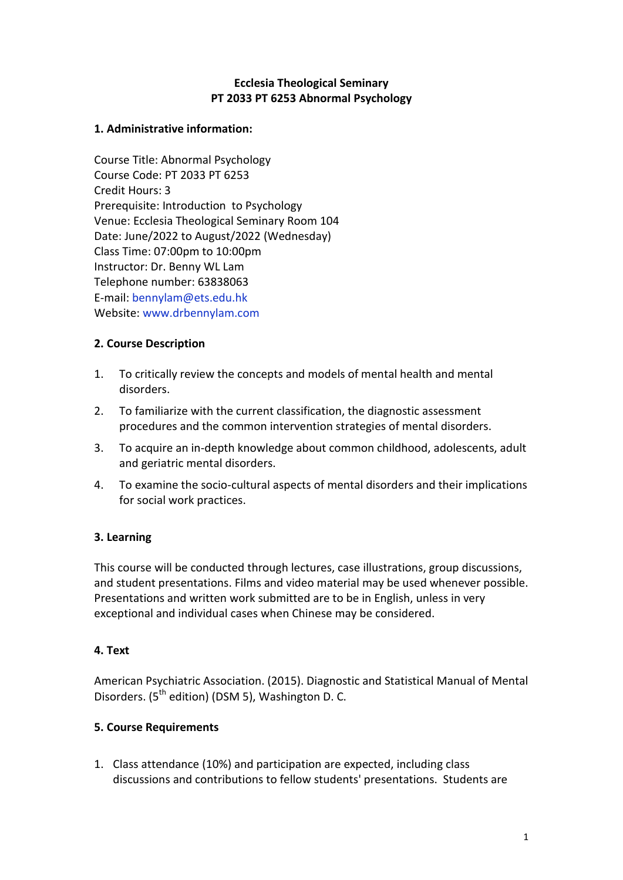**Ecclesia Theological Seminary**
**PT 2033 PT 6253 Abnormal Psychology**

## 1. Administrative information:

Course Title: Abnormal Psychology
Course Code: PT 2033 PT 6253
Credit Hours: 3
Prerequisite: Introduction to Psychology
Venue: Ecclesia Theological Seminary Room 104
Date: June/2022 to August/2022 (Wednesday)
Class Time: 07:00pm to 10:00pm
Instructor: Dr. Benny WL Lam
Telephone number: 63838063
E-mail: bennylam@ets.edu.hk
Website: www.drbennylam.com

## 2. Course Description

1. To critically review the concepts and models of mental health and mental disorders.
2. To familiarize with the current classification, the diagnostic assessment procedures and the common intervention strategies of mental disorders.
3. To acquire an in-depth knowledge about common childhood, adolescents, adult and geriatric mental disorders.
4. To examine the socio-cultural aspects of mental disorders and their implications for social work practices.

## 3. Learning

This course will be conducted through lectures, case illustrations, group discussions, and student presentations. Films and video material may be used whenever possible. Presentations and written work submitted are to be in English, unless in very exceptional and individual cases when Chinese may be considered.

## 4. Text

American Psychiatric Association. (2015). Diagnostic and Statistical Manual of Mental Disorders. (5th edition) (DSM 5), Washington D. C.

## 5. Course Requirements

1. Class attendance (10%) and participation are expected, including class discussions and contributions to fellow students' presentations. Students are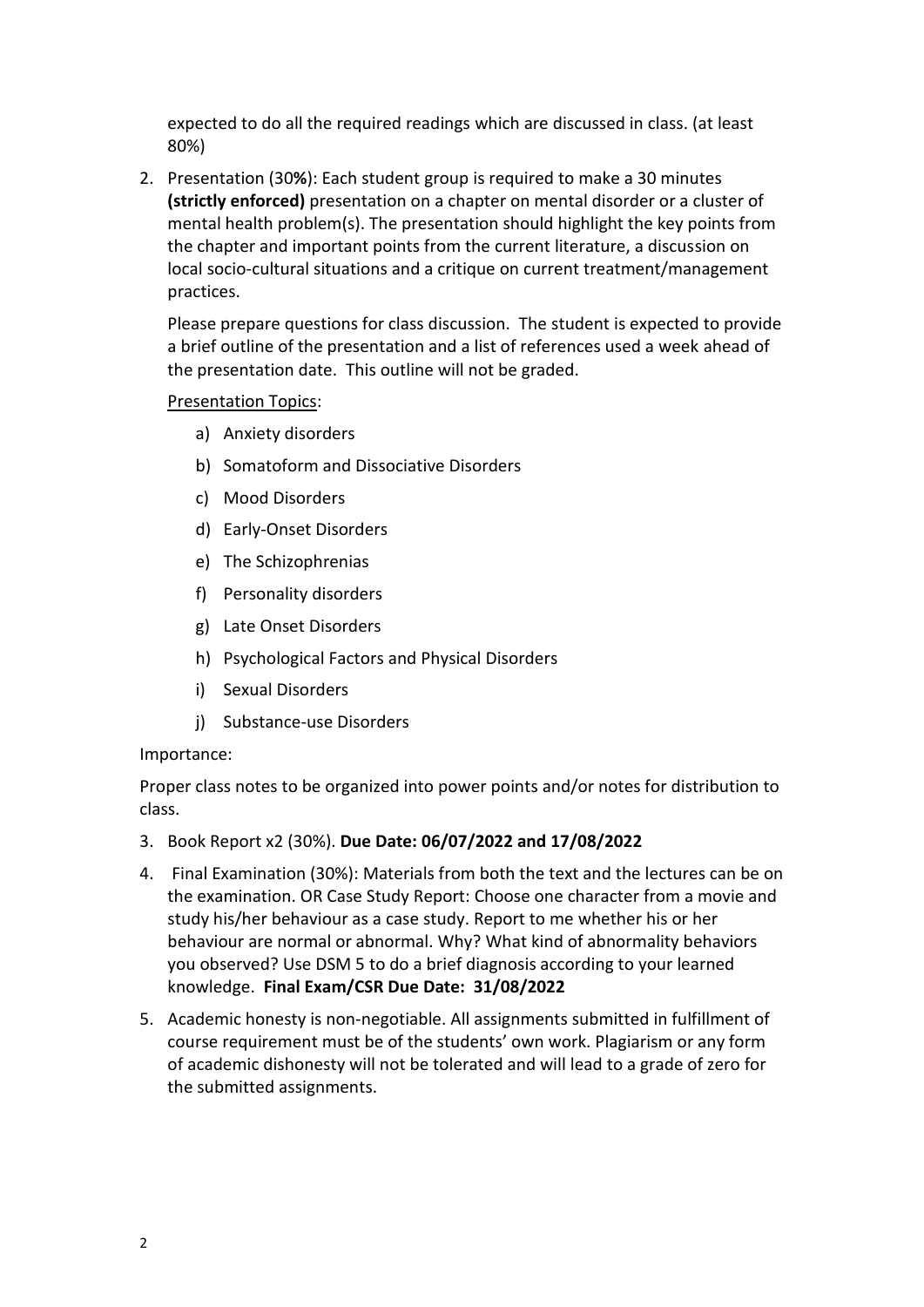expected to do all the required readings which are discussed in class. (at least 80%)

2. Presentation (30**%**): Each student group is required to make a 30 minutes **(strictly enforced)** presentation on a chapter on mental disorder or a cluster of mental health problem(s). The presentation should highlight the key points from the chapter and important points from the current literature, a discussion on local socio-cultural situations and a critique on current treatment/management practices.

   Please prepare questions for class discussion. The student is expected to provide a brief outline of the presentation and a list of references used a week ahead of the presentation date. This outline will not be graded.

   <u>Presentation Topics</u>:

   a) Anxiety disorders
   b) Somatoform and Dissociative Disorders
   c) Mood Disorders
   d) Early-Onset Disorders
   e) The Schizophrenias
   f) Personality disorders
   g) Late Onset Disorders
   h) Psychological Factors and Physical Disorders
   i) Sexual Disorders
   j) Substance-use Disorders

   Importance:

   Proper class notes to be organized into power points and/or notes for distribution to class.

3. Book Report x2 (30%). **Due Date: 06/07/2022 and 17/08/2022**

4. Final Examination (30%): Materials from both the text and the lectures can be on the examination. OR Case Study Report: Choose one character from a movie and study his/her behaviour as a case study. Report to me whether his or her behaviour are normal or abnormal. Why? What kind of abnormality behaviors you observed? Use DSM 5 to do a brief diagnosis according to your learned knowledge. **Final Exam/CSR Due Date: 31/08/2022**

5. Academic honesty is non-negotiable. All assignments submitted in fulfillment of course requirement must be of the students' own work. Plagiarism or any form of academic dishonesty will not be tolerated and will lead to a grade of zero for the submitted assignments.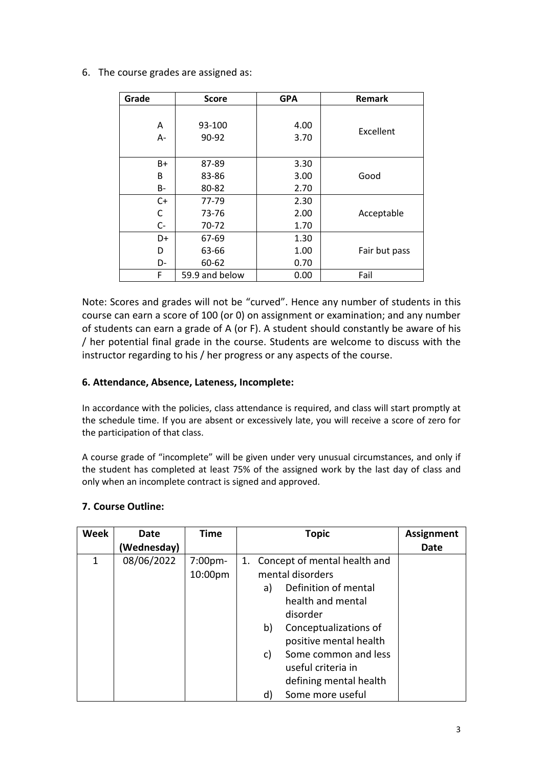6. The course grades are assigned as:

| Grade | Score | GPA | Remark |
|---|---|---|---|
| A | 93-100 | 4.00 | Excellent |
| A- | 90-92 | 3.70 | |
| B+ | 87-89 | 3.30 | Good |
| B | 83-86 | 3.00 | |
| B- | 80-82 | 2.70 | |
| C+ | 77-79 | 2.30 | Acceptable |
| C | 73-76 | 2.00 | |
| C- | 70-72 | 1.70 | |
| D+ | 67-69 | 1.30 | Fair but pass |
| D | 63-66 | 1.00 | |
| D- | 60-62 | 0.70 | |
| F | 59.9 and below | 0.00 | Fail |

Note: Scores and grades will not be "curved". Hence any number of students in this course can earn a score of 100 (or 0) on assignment or examination; and any number of students can earn a grade of A (or F). A student should constantly be aware of his / her potential final grade in the course. Students are welcome to discuss with the instructor regarding to his / her progress or any aspects of the course.

### 6. Attendance, Absence, Lateness, Incomplete:

In accordance with the policies, class attendance is required, and class will start promptly at the schedule time. If you are absent or excessively late, you will receive a score of zero for the participation of that class.

A course grade of "incomplete" will be given under very unusual circumstances, and only if the student has completed at least 75% of the assigned work by the last day of class and only when an incomplete contract is signed and approved.

### 7. Course Outline:

| Week | Date (Wednesday) | Time | Topic | Assignment Date |
|---|---|---|---|---|
| 1 | 08/06/2022 | 7:00pm-10:00pm | 1. Concept of mental health and mental disorders<br>a) Definition of mental health and mental disorder<br>b) Conceptualizations of positive mental health<br>c) Some common and less useful criteria in defining mental health<br>d) Some more useful | |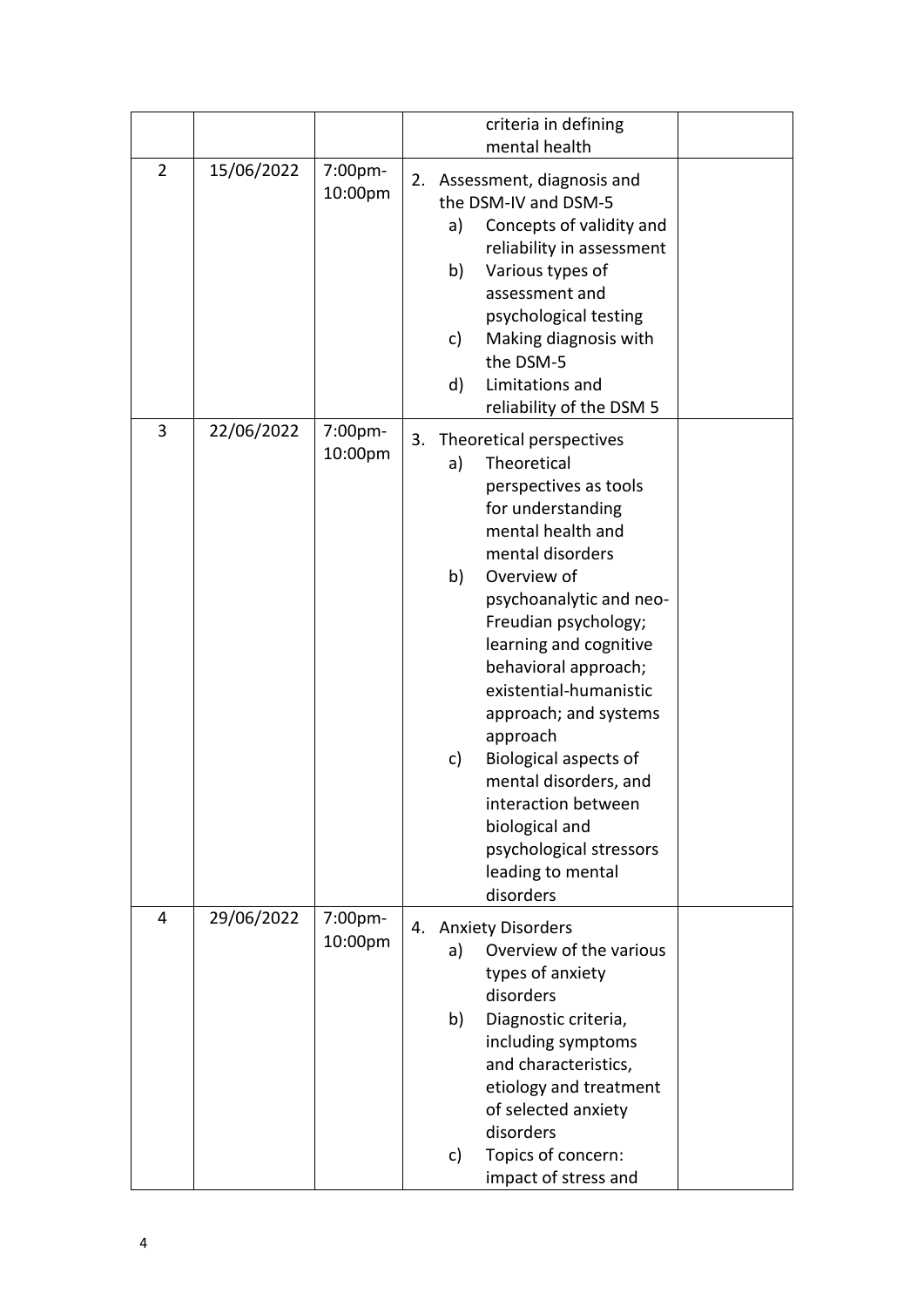| | | | | |
|---|---|---|---|---|
| | | | criteria in defining mental health | |
| 2 | 15/06/2022 | 7:00pm-10:00pm | 2. Assessment, diagnosis and the DSM-IV and DSM-5<br>a) Concepts of validity and reliability in assessment<br>b) Various types of assessment and psychological testing<br>c) Making diagnosis with the DSM-5<br>d) Limitations and reliability of the DSM 5 | |
| 3 | 22/06/2022 | 7:00pm-10:00pm | 3. Theoretical perspectives<br>a) Theoretical perspectives as tools for understanding mental health and mental disorders<br>b) Overview of psychoanalytic and neo-Freudian psychology; learning and cognitive behavioral approach; existential-humanistic approach; and systems approach<br>c) Biological aspects of mental disorders, and interaction between biological and psychological stressors leading to mental disorders | |
| 4 | 29/06/2022 | 7:00pm-10:00pm | 4. Anxiety Disorders<br>a) Overview of the various types of anxiety disorders<br>b) Diagnostic criteria, including symptoms and characteristics, etiology and treatment of selected anxiety disorders<br>c) Topics of concern: impact of stress and | |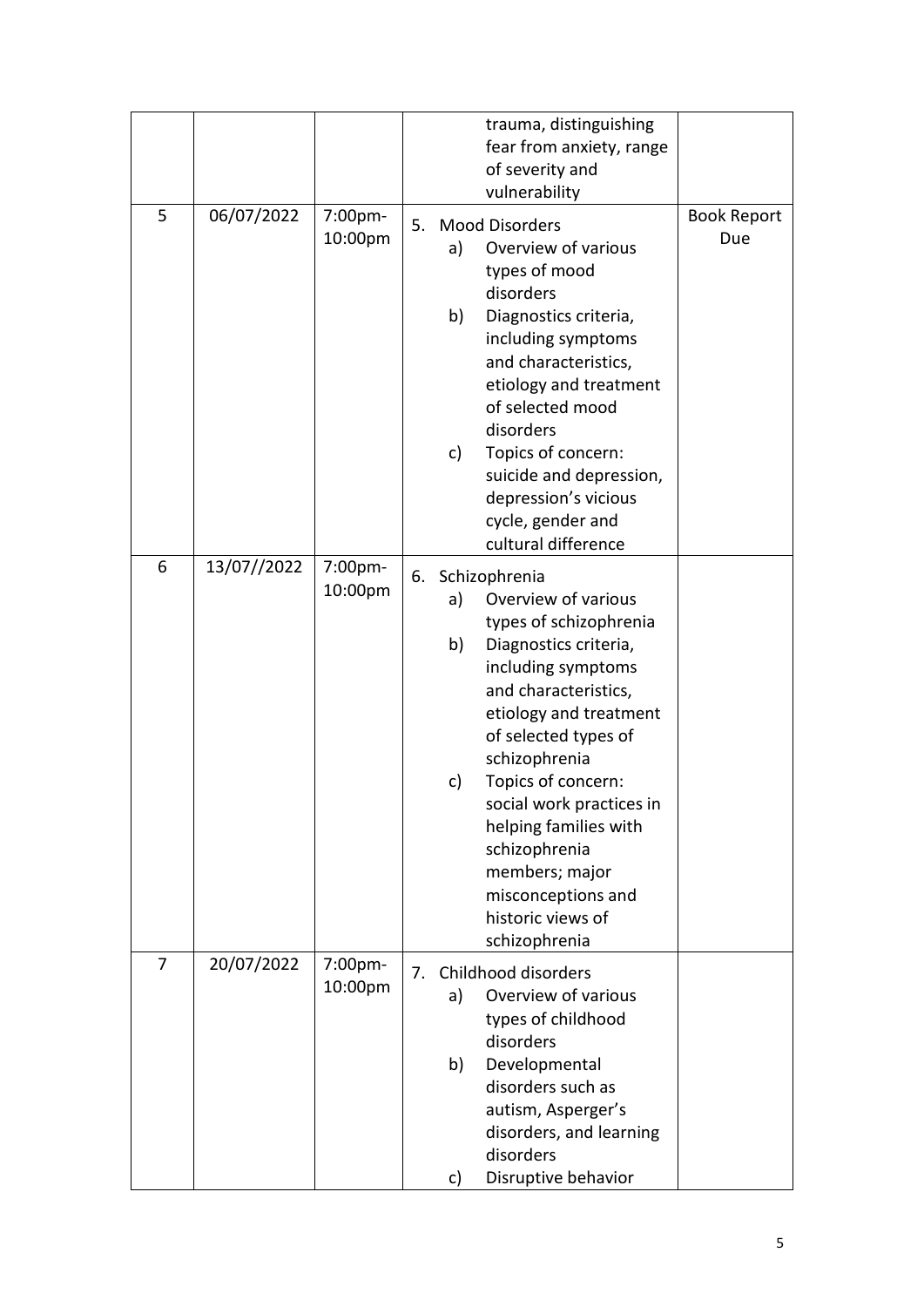| | | | trauma, distinguishing fear from anxiety, range of severity and vulnerability | |
|---|---|---|---|---|
| 5 | 06/07/2022 | 7:00pm-10:00pm | 5. Mood Disorders<br>a) Overview of various types of mood disorders<br>b) Diagnostics criteria, including symptoms and characteristics, etiology and treatment of selected mood disorders<br>c) Topics of concern: suicide and depression, depression's vicious cycle, gender and cultural difference | Book Report Due |
| 6 | 13/07//2022 | 7:00pm-10:00pm | 6. Schizophrenia<br>a) Overview of various types of schizophrenia<br>b) Diagnostics criteria, including symptoms and characteristics, etiology and treatment of selected types of schizophrenia<br>c) Topics of concern: social work practices in helping families with schizophrenia members; major misconceptions and historic views of schizophrenia | |
| 7 | 20/07/2022 | 7:00pm-10:00pm | 7. Childhood disorders<br>a) Overview of various types of childhood disorders<br>b) Developmental disorders such as autism, Asperger's disorders, and learning disorders<br>c) Disruptive behavior | |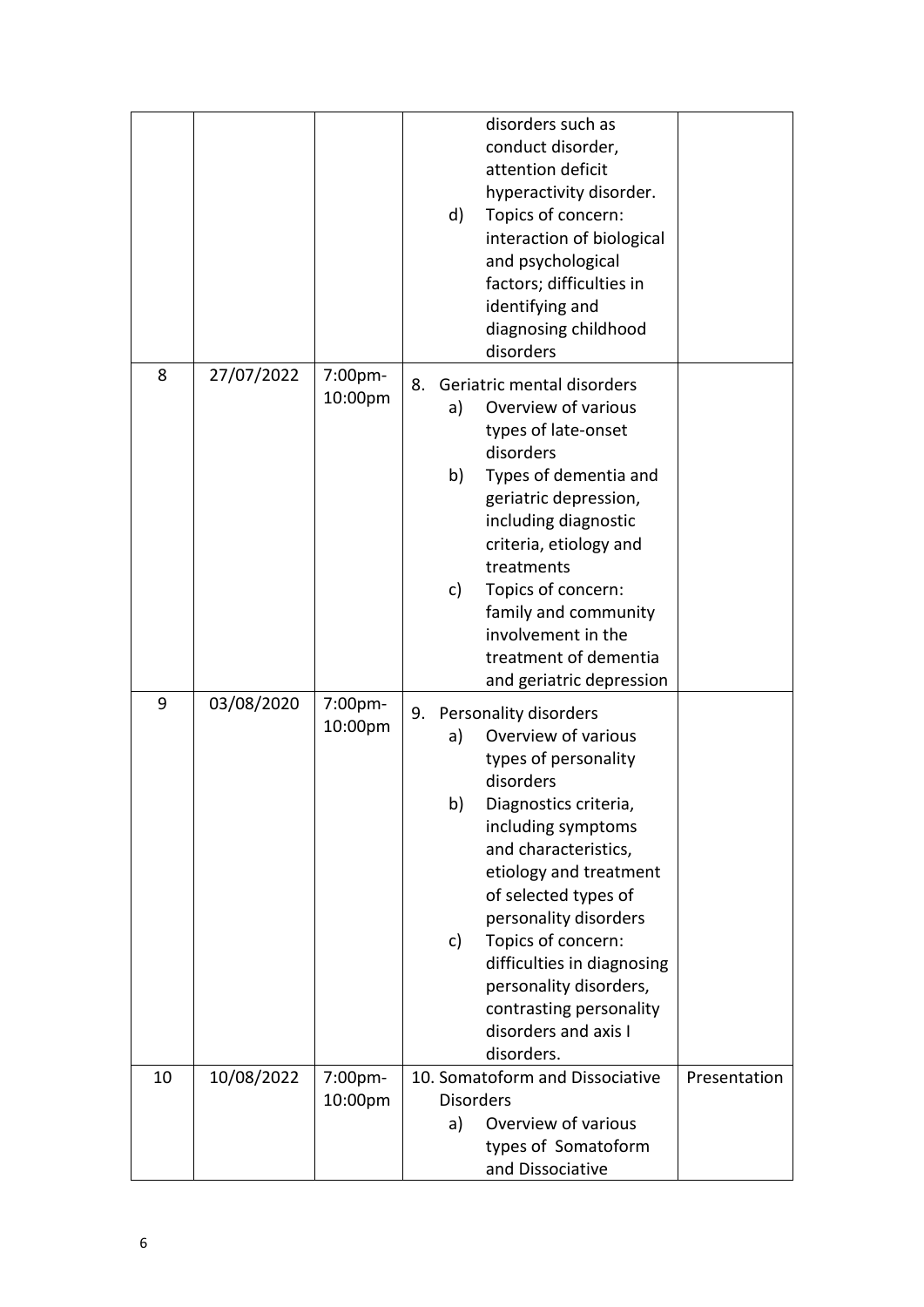| | | | | |
|---|---|---|---|---|
| | | | disorders such as conduct disorder, attention deficit hyperactivity disorder.<br>d) Topics of concern: interaction of biological and psychological factors; difficulties in identifying and diagnosing childhood disorders | |
| 8 | 27/07/2022 | 7:00pm-10:00pm | 8. Geriatric mental disorders<br>a) Overview of various types of late-onset disorders<br>b) Types of dementia and geriatric depression, including diagnostic criteria, etiology and treatments<br>c) Topics of concern: family and community involvement in the treatment of dementia and geriatric depression | |
| 9 | 03/08/2020 | 7:00pm-10:00pm | 9. Personality disorders<br>a) Overview of various types of personality disorders<br>b) Diagnostics criteria, including symptoms and characteristics, etiology and treatment of selected types of personality disorders<br>c) Topics of concern: difficulties in diagnosing personality disorders, contrasting personality disorders and axis I disorders. | |
| 10 | 10/08/2022 | 7:00pm-10:00pm | 10. Somatoform and Dissociative Disorders<br>a) Overview of various types of Somatoform and Dissociative | Presentation |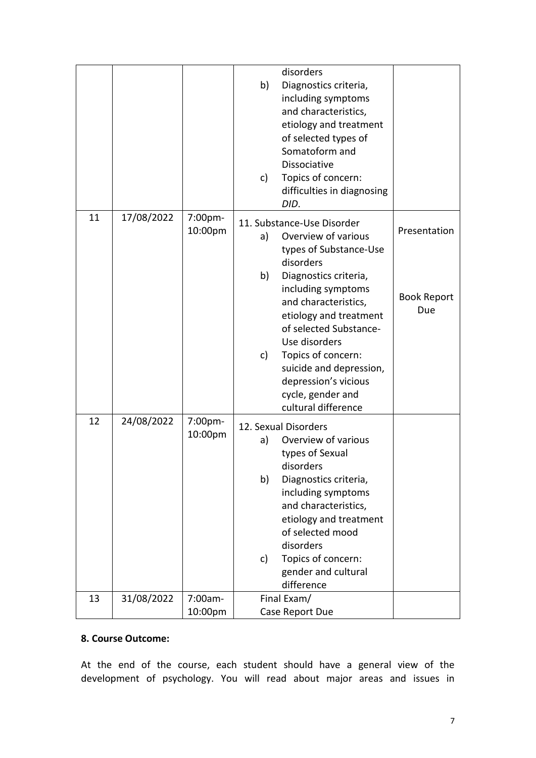| | | | | |
|---|---|---|---|---|
| | | | disorders<br>b) Diagnostics criteria, including symptoms and characteristics, etiology and treatment of selected types of Somatoform and Dissociative<br>c) Topics of concern: difficulties in diagnosing *DID*. | |
| 11 | 17/08/2022 | 7:00pm-10:00pm | 11. Substance-Use Disorder<br>a) Overview of various types of Substance-Use disorders<br>b) Diagnostics criteria, including symptoms and characteristics, etiology and treatment of selected Substance-Use disorders<br>c) Topics of concern: suicide and depression, depression's vicious cycle, gender and cultural difference | Presentation<br><br>Book Report Due |
| 12 | 24/08/2022 | 7:00pm-10:00pm | 12. Sexual Disorders<br>a) Overview of various types of Sexual disorders<br>b) Diagnostics criteria, including symptoms and characteristics, etiology and treatment of selected mood disorders<br>c) Topics of concern: gender and cultural difference | |
| 13 | 31/08/2022 | 7:00am-10:00pm | Final Exam/<br>Case Report Due | |

**8. Course Outcome:**

At the end of the course, each student should have a general view of the development of psychology. You will read about major areas and issues in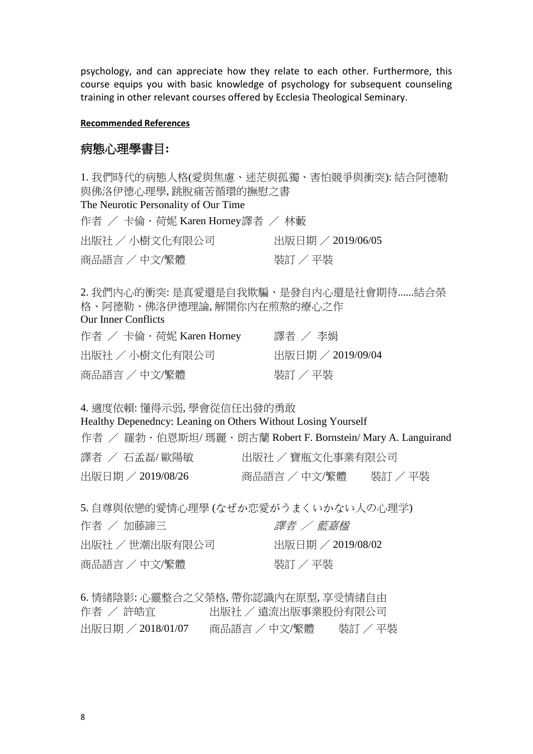psychology, and can appreciate how they relate to each other. Furthermore, this course equips you with basic knowledge of psychology for subsequent counseling training in other relevant courses offered by Ecclesia Theological Seminary.

**Recommended References**

## 病態心理學書目:

1. 我們時代的病態人格(愛與焦慮、迷茫與孤獨、害怕競爭與衝突): 結合阿德勒與佛洛伊德心理學, 跳脫痛苦循環的撫慰之書
The Neurotic Personality of Our Time
作者 ／ 卡倫・荷妮 Karen Horney譯者 ／ 林蓺
出版社 ／ 小樹文化有限公司　　出版日期 ／ 2019/06/05
商品語言 ／ 中文/繁體　　裝訂 ／ 平裝

2. 我們內心的衝突: 是真愛還是自我欺騙、是發自內心還是社會期待......結合榮格、阿德勒、佛洛伊德理論, 解開你內在煎熬的療心之作
Our Inner Conflicts
作者 ／ 卡倫・荷妮 Karen Horney　　譯者 ／ 李娟
出版社 ／ 小樹文化有限公司　　出版日期 ／ 2019/09/04
商品語言 ／ 中文/繁體　　裝訂 ／ 平裝

4. 適度依賴: 懂得示弱, 學會從信任出發的勇敢
Healthy Depenedncy: Leaning on Others Without Losing Yourself
作者 ／ 羅勃・伯恩斯坦/ 瑪麗・朗古蘭 Robert F. Bornstein/ Mary A. Languirand
譯者 ／ 石孟磊/ 歐陽敏　　出版社 ／ 寶瓶文化事業有限公司
出版日期 ／ 2019/08/26　　商品語言 ／ 中文/繁體　　裝訂 ／ 平裝

5. 自尊與依戀的愛情心理學 (なぜか恋愛がうまくいかない人の心理学)
作者 ／ 加藤諦三　　*譯者 ／ 藍嘉楹*
出版社 ／ 世潮出版有限公司　　出版日期 ／ 2019/08/02
商品語言 ／ 中文/繁體　　裝訂 ／ 平裝

6. 情緒陰影: 心靈整合之父榮格, 帶你認識內在原型, 享受情緒自由
作者 ／ 許皓宜　　出版社 ／ 遠流出版事業股份有限公司
出版日期 ／ 2018/01/07　　商品語言 ／ 中文/繁體　　裝訂 ／ 平裝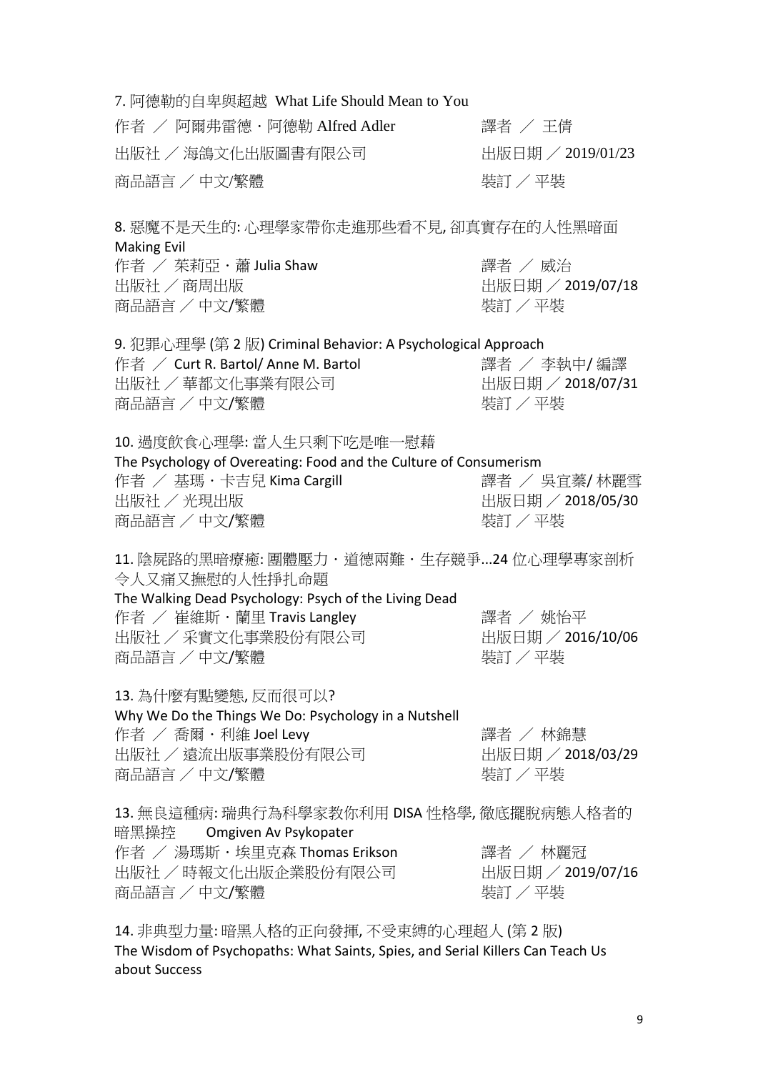7. 阿德勒的自卑與超越 What Life Should Mean to You

作者 ／ 阿爾弗雷德・阿德勒 Alfred Adler　　譯者 ／ 王倩
出版社 ／ 海鴿文化出版圖書有限公司　　出版日期 ／ 2019/01/23
商品語言 ／ 中文/繁體　　裝訂 ／ 平裝

8. 惡魔不是天生的: 心理學家帶你走進那些看不見, 卻真實存在的人性黑暗面 Making Evil

作者 ／ 茱莉亞・蕭 Julia Shaw　　譯者 ／ 威治
出版社 ／ 商周出版　　出版日期 ／ 2019/07/18
商品語言 ／ 中文/繁體　　裝訂 ／ 平裝

9. 犯罪心理學 (第 2 版) Criminal Behavior: A Psychological Approach

作者 ／ Curt R. Bartol/ Anne M. Bartol　　譯者 ／ 李執中/ 編譯
出版社 ／ 華都文化事業有限公司　　出版日期 ／ 2018/07/31
商品語言 ／ 中文/繁體　　裝訂 ／ 平裝

10. 過度飲食心理學: 當人生只剩下吃是唯一慰藉
The Psychology of Overeating: Food and the Culture of Consumerism

作者 ／ 基瑪・卡吉兒 Kima Cargill　　譯者 ／ 吳宜蓁/ 林麗雪
出版社 ／ 光現出版　　出版日期 ／ 2018/05/30
商品語言 ／ 中文/繁體　　裝訂 ／ 平裝

11. 陰屍路的黑暗療癒: 團體壓力・道德兩難・生存競爭...24 位心理學專家剖析令人又痛又撫慰的人性掙扎命題
The Walking Dead Psychology: Psych of the Living Dead

作者 ／ 崔維斯・蘭里 Travis Langley　　譯者 ／ 姚怡平
出版社 ／ 采實文化事業股份有限公司　　出版日期 ／ 2016/10/06
商品語言 ／ 中文/繁體　　裝訂 ／ 平裝

13. 為什麼有點變態, 反而很可以?
Why We Do the Things We Do: Psychology in a Nutshell

作者 ／ 喬爾・利維 Joel Levy　　譯者 ／ 林錦慧
出版社 ／ 遠流出版事業股份有限公司　　出版日期 ／ 2018/03/29
商品語言 ／ 中文/繁體　　裝訂 ／ 平裝

13. 無良這種病: 瑞典行為科學家教你利用 DISA 性格學, 徹底擺脫病態人格者的暗黑操控　Omgiven Av Psykopater

作者 ／ 湯瑪斯・埃里克森 Thomas Erikson　　譯者 ／ 林麗冠
出版社 ／ 時報文化出版企業股份有限公司　　出版日期 ／ 2019/07/16
商品語言 ／ 中文/繁體　　裝訂 ／ 平裝

14. 非典型力量: 暗黑人格的正向發揮, 不受束縛的心理超人 (第 2 版)
The Wisdom of Psychopaths: What Saints, Spies, and Serial Killers Can Teach Us about Success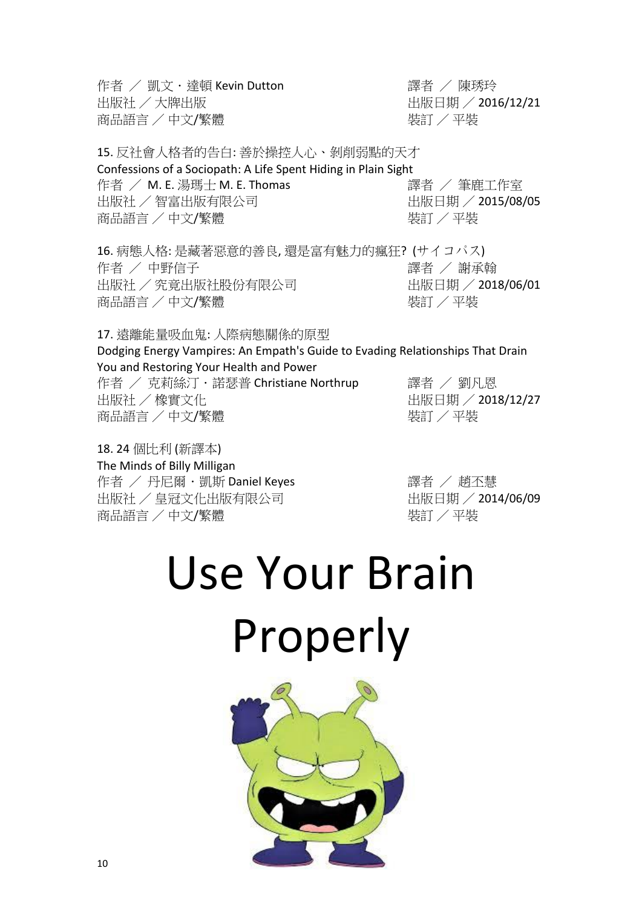作者 ／ 凱文・達頓 Kevin Dutton
譯者 ／ 陳琇玲
出版社 ／ 大牌出版
出版日期 ／ 2016/12/21
商品語言 ／ 中文/繁體
裝訂 ／ 平裝

15. 反社會人格者的告白: 善於操控人心、剝削弱點的天才
Confessions of a Sociopath: A Life Spent Hiding in Plain Sight
作者 ／ M. E. 湯瑪士 M. E. Thomas
譯者 ／ 筆鹿工作室
出版社 ／ 智富出版有限公司
出版日期 ／ 2015/08/05
商品語言 ／ 中文/繁體
裝訂 ／ 平裝

16. 病態人格: 是藏著惡意的善良, 還是富有魅力的瘋狂? (サイコパス)
作者 ／ 中野信子
譯者 ／ 謝承翰
出版社 ／ 究竟出版社股份有限公司
出版日期 ／ 2018/06/01
商品語言 ／ 中文/繁體
裝訂 ／ 平裝

17. 遠離能量吸血鬼: 人際病態關係的原型
Dodging Energy Vampires: An Empath's Guide to Evading Relationships That Drain You and Restoring Your Health and Power
作者 ／ 克莉絲汀・諾瑟普 Christiane Northrup
譯者 ／ 劉凡恩
出版社 ／ 橡實文化
出版日期 ／ 2018/12/27
商品語言 ／ 中文/繁體
裝訂 ／ 平裝

18. 24 個比利 (新譯本)
The Minds of Billy Milligan
作者 ／ 丹尼爾・凱斯 Daniel Keyes
譯者 ／ 趙丕慧
出版社 ／ 皇冠文化出版有限公司
出版日期 ／ 2014/06/09
商品語言 ／ 中文/繁體
裝訂 ／ 平裝

# Use Your Brain Properly